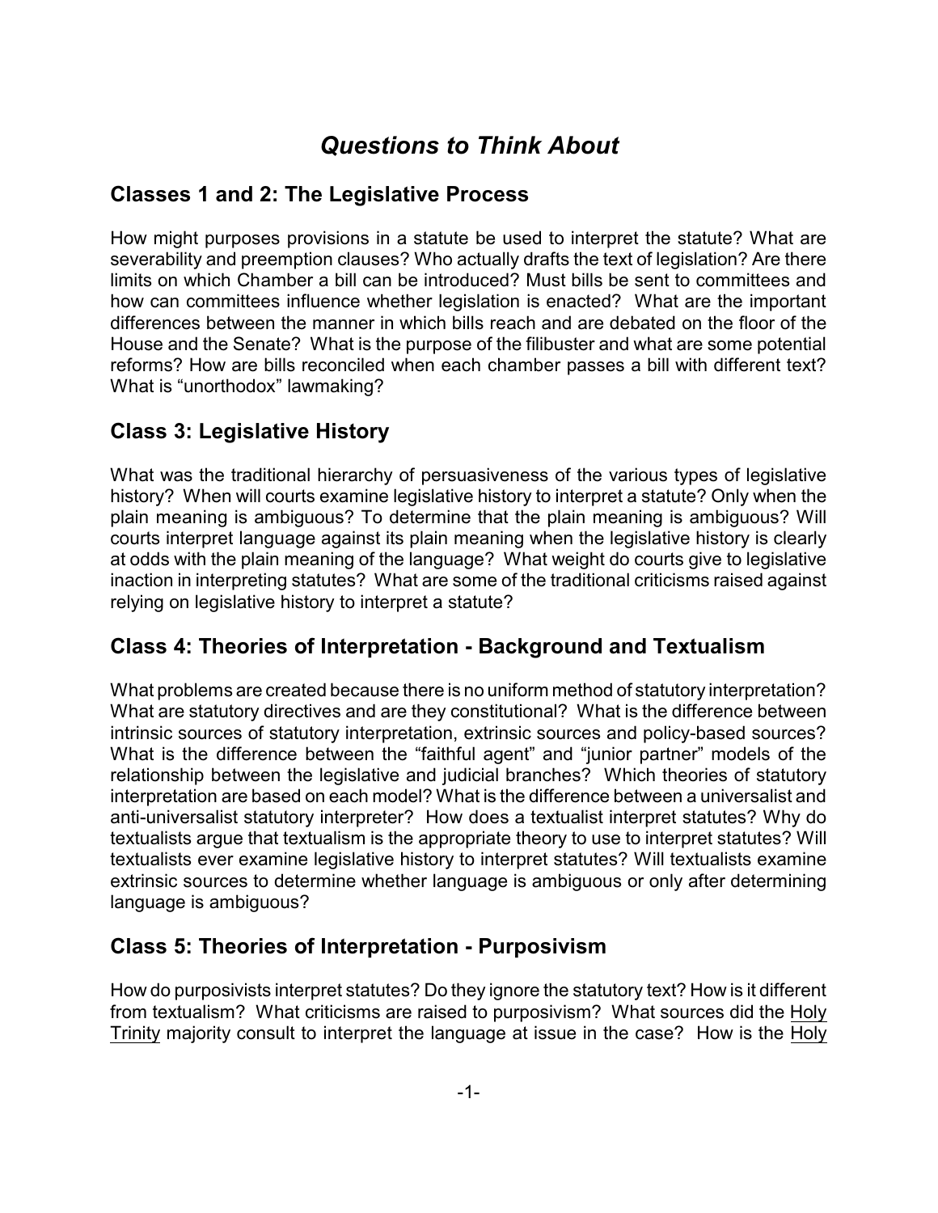# *Questions to Think About*

## Classes 1 and 2: The Legislative Process

How might purposes provisions in a statute be used to interpret the statute? What are severability and preemption clauses? Who actually drafts the text of legislation? Are there limits on which Chamber a bill can be introduced? Must bills be sent to committees and how can committees influence whether legislation is enacted? What are the important differences between the manner in which bills reach and are debated on the floor of the House and the Senate? What is the purpose of the filibuster and what are some potential reforms? How are bills reconciled when each chamber passes a bill with different text? What is "unorthodox" lawmaking?

## Class 3: Legislative History

What was the traditional hierarchy of persuasiveness of the various types of legislative history? When will courts examine legislative history to interpret a statute? Only when the plain meaning is ambiguous? To determine that the plain meaning is ambiguous? Will courts interpret language against its plain meaning when the legislative history is clearly at odds with the plain meaning of the language? What weight do courts give to legislative inaction in interpreting statutes? What are some of the traditional criticisms raised against relying on legislative history to interpret a statute?

## Class 4: Theories of Interpretation - Background and Textualism

What problems are created because there is no uniform method of statutory interpretation? What are statutory directives and are they constitutional? What is the difference between intrinsic sources of statutory interpretation, extrinsic sources and policy-based sources? What is the difference between the "faithful agent" and "junior partner" models of the relationship between the legislative and judicial branches? Which theories of statutory interpretation are based on each model? What is the difference between a universalist and anti-universalist statutory interpreter? How does a textualist interpret statutes? Why do textualists argue that textualism is the appropriate theory to use to interpret statutes? Will textualists ever examine legislative history to interpret statutes? Will textualists examine extrinsic sources to determine whether language is ambiguous or only after determining language is ambiguous?

## Class 5: Theories of Interpretation - Purposivism

How do purposivists interpret statutes? Do they ignore the statutory text? How is it different from textualism? What criticisms are raised to purposivism? What sources did the <u>Holy Trinity</u> majority consult to interpret the language at issue in the case? How is the <u>Holy</u>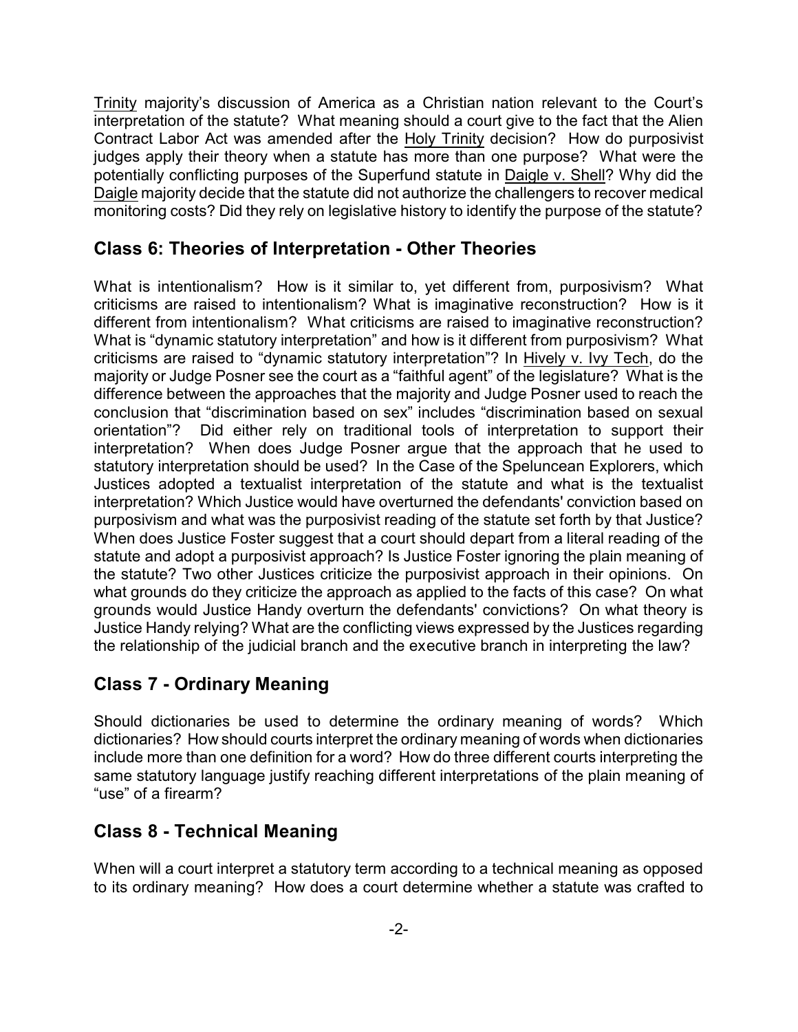Trinity majority's discussion of America as a Christian nation relevant to the Court's interpretation of the statute? What meaning should a court give to the fact that the Alien Contract Labor Act was amended after the Holy Trinity decision? How do purposivist judges apply their theory when a statute has more than one purpose? What were the potentially conflicting purposes of the Superfund statute in Daigle v. Shell? Why did the Daigle majority decide that the statute did not authorize the challengers to recover medical monitoring costs? Did they rely on legislative history to identify the purpose of the statute?

## Class 6: Theories of Interpretation - Other Theories

What is intentionalism? How is it similar to, yet different from, purposivism? What criticisms are raised to intentionalism? What is imaginative reconstruction? How is it different from intentionalism? What criticisms are raised to imaginative reconstruction? What is "dynamic statutory interpretation" and how is it different from purposivism? What criticisms are raised to "dynamic statutory interpretation"? In Hively v. Ivy Tech, do the majority or Judge Posner see the court as a "faithful agent" of the legislature? What is the difference between the approaches that the majority and Judge Posner used to reach the conclusion that "discrimination based on sex" includes "discrimination based on sexual orientation"? Did either rely on traditional tools of interpretation to support their interpretation? When does Judge Posner argue that the approach that he used to statutory interpretation should be used? In the Case of the Speluncean Explorers, which Justices adopted a textualist interpretation of the statute and what is the textualist interpretation? Which Justice would have overturned the defendants' conviction based on purposivism and what was the purposivist reading of the statute set forth by that Justice? When does Justice Foster suggest that a court should depart from a literal reading of the statute and adopt a purposivist approach? Is Justice Foster ignoring the plain meaning of the statute? Two other Justices criticize the purposivist approach in their opinions. On what grounds do they criticize the approach as applied to the facts of this case? On what grounds would Justice Handy overturn the defendants' convictions? On what theory is Justice Handy relying? What are the conflicting views expressed by the Justices regarding the relationship of the judicial branch and the executive branch in interpreting the law?

## Class 7 - Ordinary Meaning

Should dictionaries be used to determine the ordinary meaning of words? Which dictionaries? How should courts interpret the ordinary meaning of words when dictionaries include more than one definition for a word? How do three different courts interpreting the same statutory language justify reaching different interpretations of the plain meaning of "use" of a firearm?

## Class 8 - Technical Meaning

When will a court interpret a statutory term according to a technical meaning as opposed to its ordinary meaning? How does a court determine whether a statute was crafted to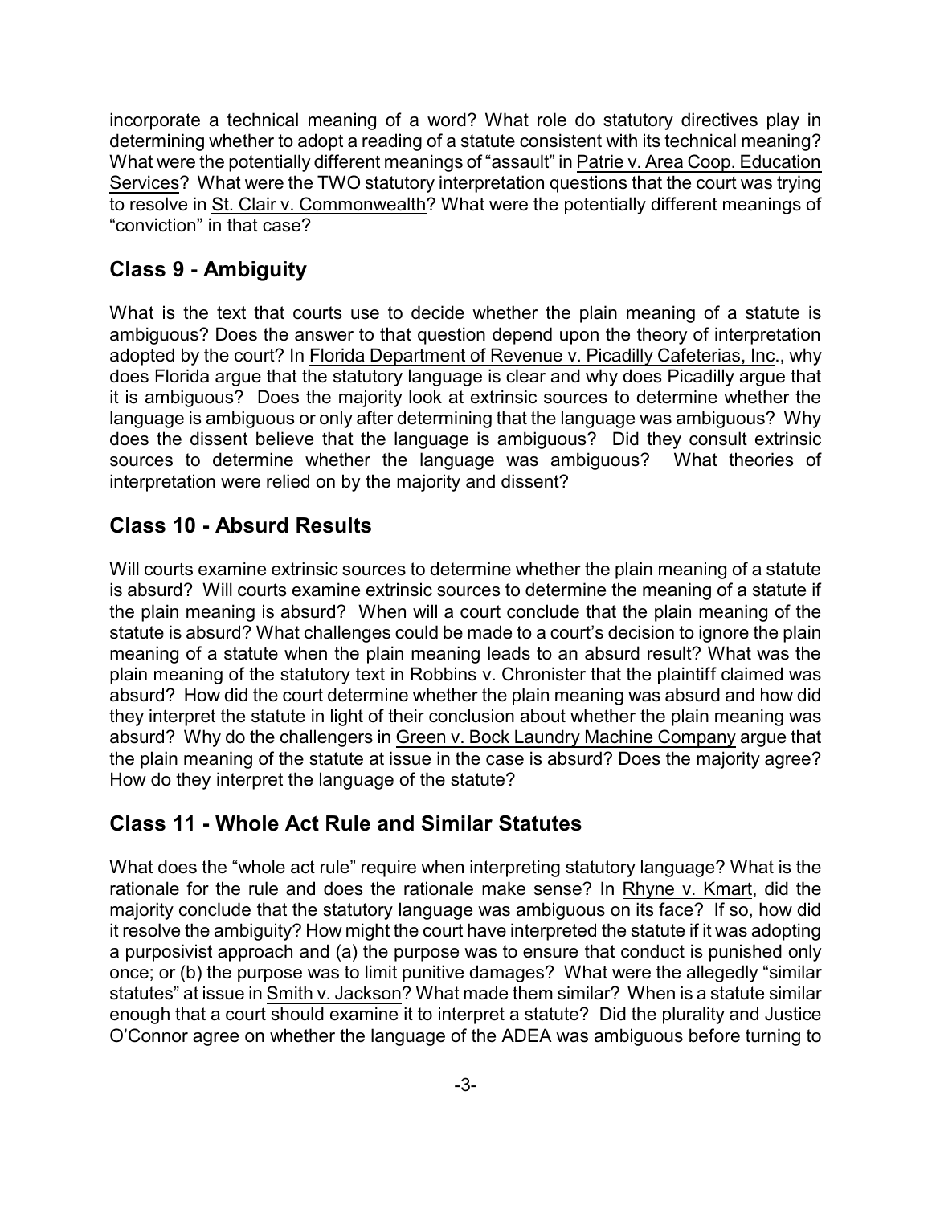incorporate a technical meaning of a word? What role do statutory directives play in determining whether to adopt a reading of a statute consistent with its technical meaning? What were the potentially different meanings of "assault" in Patrie v. Area Coop. Education Services? What were the TWO statutory interpretation questions that the court was trying to resolve in St. Clair v. Commonwealth? What were the potentially different meanings of "conviction" in that case?

## Class 9 - Ambiguity

What is the text that courts use to decide whether the plain meaning of a statute is ambiguous? Does the answer to that question depend upon the theory of interpretation adopted by the court? In Florida Department of Revenue v. Picadilly Cafeterias, Inc., why does Florida argue that the statutory language is clear and why does Picadilly argue that it is ambiguous? Does the majority look at extrinsic sources to determine whether the language is ambiguous or only after determining that the language was ambiguous? Why does the dissent believe that the language is ambiguous? Did they consult extrinsic sources to determine whether the language was ambiguous? What theories of interpretation were relied on by the majority and dissent?

## Class 10 - Absurd Results

Will courts examine extrinsic sources to determine whether the plain meaning of a statute is absurd? Will courts examine extrinsic sources to determine the meaning of a statute if the plain meaning is absurd? When will a court conclude that the plain meaning of the statute is absurd? What challenges could be made to a court's decision to ignore the plain meaning of a statute when the plain meaning leads to an absurd result? What was the plain meaning of the statutory text in Robbins v. Chronister that the plaintiff claimed was absurd? How did the court determine whether the plain meaning was absurd and how did they interpret the statute in light of their conclusion about whether the plain meaning was absurd? Why do the challengers in Green v. Bock Laundry Machine Company argue that the plain meaning of the statute at issue in the case is absurd? Does the majority agree? How do they interpret the language of the statute?

## Class 11 - Whole Act Rule and Similar Statutes

What does the "whole act rule" require when interpreting statutory language? What is the rationale for the rule and does the rationale make sense? In Rhyne v. Kmart, did the majority conclude that the statutory language was ambiguous on its face? If so, how did it resolve the ambiguity? How might the court have interpreted the statute if it was adopting a purposivist approach and (a) the purpose was to ensure that conduct is punished only once; or (b) the purpose was to limit punitive damages? What were the allegedly "similar statutes" at issue in Smith v. Jackson? What made them similar? When is a statute similar enough that a court should examine it to interpret a statute? Did the plurality and Justice O'Connor agree on whether the language of the ADEA was ambiguous before turning to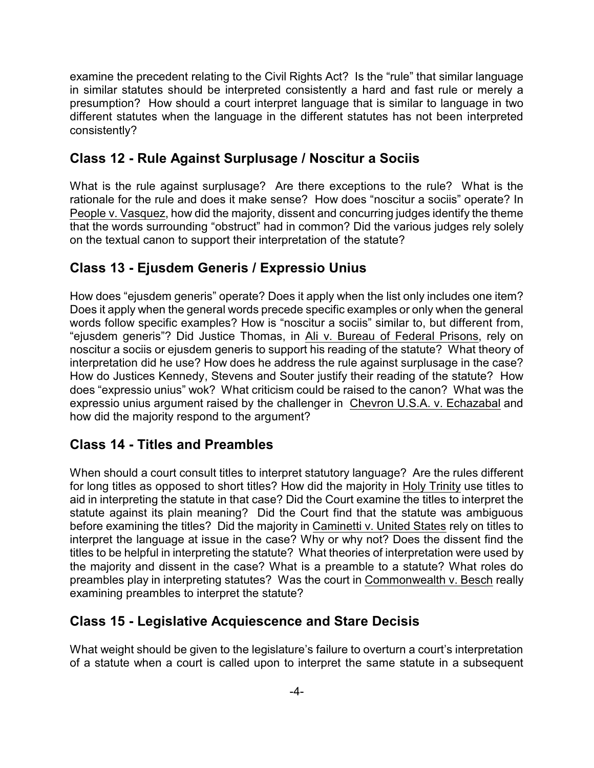examine the precedent relating to the Civil Rights Act? Is the "rule" that similar language in similar statutes should be interpreted consistently a hard and fast rule or merely a presumption? How should a court interpret language that is similar to language in two different statutes when the language in the different statutes has not been interpreted consistently?

## Class 12 - Rule Against Surplusage / Noscitur a Sociis

What is the rule against surplusage? Are there exceptions to the rule? What is the rationale for the rule and does it make sense? How does "noscitur a sociis" operate? In People v. Vasquez, how did the majority, dissent and concurring judges identify the theme that the words surrounding "obstruct" had in common? Did the various judges rely solely on the textual canon to support their interpretation of the statute?

## Class 13 - Ejusdem Generis / Expressio Unius

How does "ejusdem generis" operate? Does it apply when the list only includes one item? Does it apply when the general words precede specific examples or only when the general words follow specific examples? How is "noscitur a sociis" similar to, but different from, "ejusdem generis"? Did Justice Thomas, in Ali v. Bureau of Federal Prisons, rely on noscitur a sociis or ejusdem generis to support his reading of the statute? What theory of interpretation did he use? How does he address the rule against surplusage in the case? How do Justices Kennedy, Stevens and Souter justify their reading of the statute? How does "expressio unius" wok? What criticism could be raised to the canon? What was the expressio unius argument raised by the challenger in Chevron U.S.A. v. Echazabal and how did the majority respond to the argument?

## Class 14 - Titles and Preambles

When should a court consult titles to interpret statutory language? Are the rules different for long titles as opposed to short titles? How did the majority in Holy Trinity use titles to aid in interpreting the statute in that case? Did the Court examine the titles to interpret the statute against its plain meaning? Did the Court find that the statute was ambiguous before examining the titles? Did the majority in Caminetti v. United States rely on titles to interpret the language at issue in the case? Why or why not? Does the dissent find the titles to be helpful in interpreting the statute? What theories of interpretation were used by the majority and dissent in the case? What is a preamble to a statute? What roles do preambles play in interpreting statutes? Was the court in Commonwealth v. Besch really examining preambles to interpret the statute?

## Class 15 - Legislative Acquiescence and Stare Decisis

What weight should be given to the legislature's failure to overturn a court's interpretation of a statute when a court is called upon to interpret the same statute in a subsequent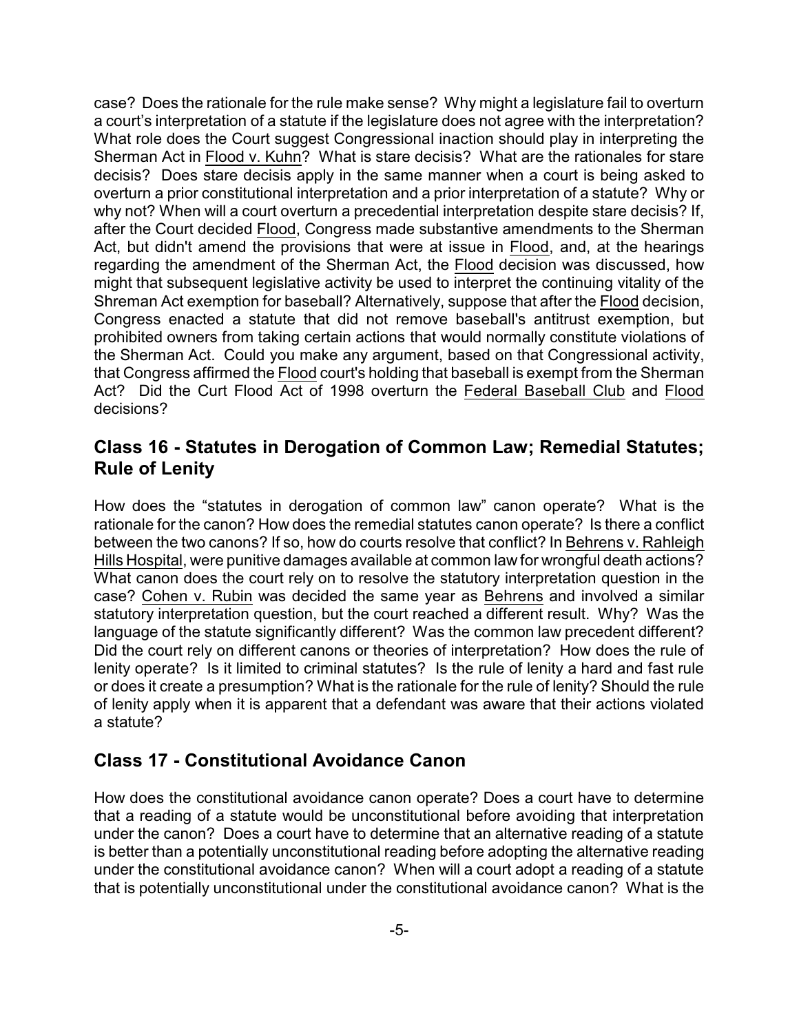case? Does the rationale for the rule make sense? Why might a legislature fail to overturn a court's interpretation of a statute if the legislature does not agree with the interpretation? What role does the Court suggest Congressional inaction should play in interpreting the Sherman Act in Flood v. Kuhn? What is stare decisis? What are the rationales for stare decisis? Does stare decisis apply in the same manner when a court is being asked to overturn a prior constitutional interpretation and a prior interpretation of a statute? Why or why not? When will a court overturn a precedential interpretation despite stare decisis? If, after the Court decided Flood, Congress made substantive amendments to the Sherman Act, but didn't amend the provisions that were at issue in Flood, and, at the hearings regarding the amendment of the Sherman Act, the Flood decision was discussed, how might that subsequent legislative activity be used to interpret the continuing vitality of the Shreman Act exemption for baseball? Alternatively, suppose that after the Flood decision, Congress enacted a statute that did not remove baseball's antitrust exemption, but prohibited owners from taking certain actions that would normally constitute violations of the Sherman Act. Could you make any argument, based on that Congressional activity, that Congress affirmed the Flood court's holding that baseball is exempt from the Sherman Act? Did the Curt Flood Act of 1998 overturn the Federal Baseball Club and Flood decisions?

## Class 16 - Statutes in Derogation of Common Law; Remedial Statutes; Rule of Lenity

How does the "statutes in derogation of common law" canon operate? What is the rationale for the canon? How does the remedial statutes canon operate? Is there a conflict between the two canons? If so, how do courts resolve that conflict? In Behrens v. Rahleigh Hills Hospital, were punitive damages available at common law for wrongful death actions? What canon does the court rely on to resolve the statutory interpretation question in the case? Cohen v. Rubin was decided the same year as Behrens and involved a similar statutory interpretation question, but the court reached a different result. Why? Was the language of the statute significantly different? Was the common law precedent different? Did the court rely on different canons or theories of interpretation? How does the rule of lenity operate? Is it limited to criminal statutes? Is the rule of lenity a hard and fast rule or does it create a presumption? What is the rationale for the rule of lenity? Should the rule of lenity apply when it is apparent that a defendant was aware that their actions violated a statute?

## Class 17 - Constitutional Avoidance Canon

How does the constitutional avoidance canon operate? Does a court have to determine that a reading of a statute would be unconstitutional before avoiding that interpretation under the canon? Does a court have to determine that an alternative reading of a statute is better than a potentially unconstitutional reading before adopting the alternative reading under the constitutional avoidance canon? When will a court adopt a reading of a statute that is potentially unconstitutional under the constitutional avoidance canon? What is the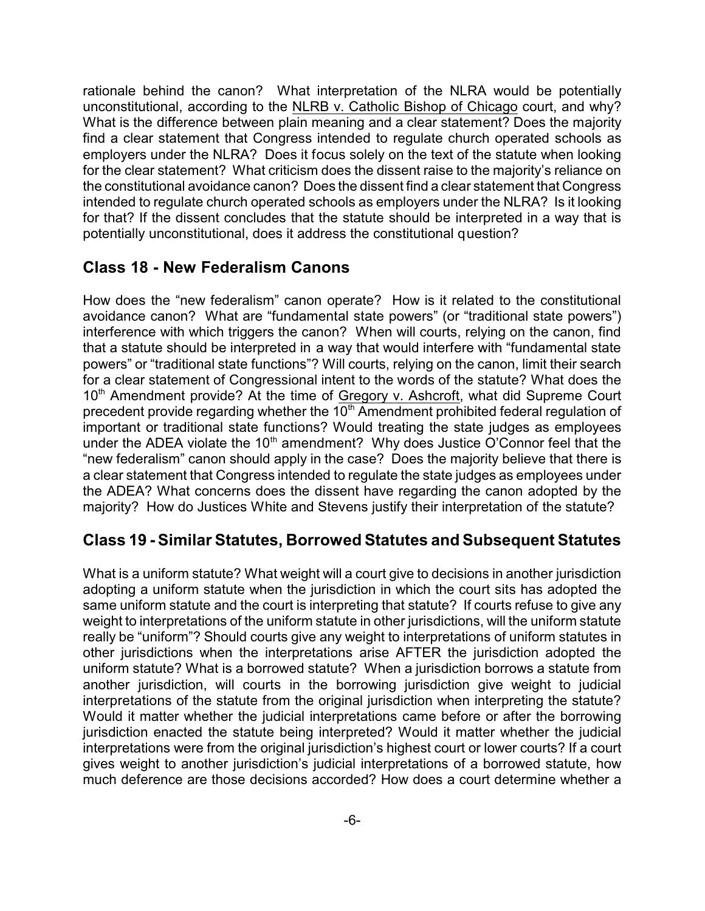rationale behind the canon? What interpretation of the NLRA would be potentially unconstitutional, according to the NLRB v. Catholic Bishop of Chicago court, and why? What is the difference between plain meaning and a clear statement? Does the majority find a clear statement that Congress intended to regulate church operated schools as employers under the NLRA? Does it focus solely on the text of the statute when looking for the clear statement? What criticism does the dissent raise to the majority's reliance on the constitutional avoidance canon? Does the dissent find a clear statement that Congress intended to regulate church operated schools as employers under the NLRA? Is it looking for that? If the dissent concludes that the statute should be interpreted in a way that is potentially unconstitutional, does it address the constitutional question?

## Class 18 - New Federalism Canons

How does the "new federalism" canon operate? How is it related to the constitutional avoidance canon? What are "fundamental state powers" (or "traditional state powers") interference with which triggers the canon? When will courts, relying on the canon, find that a statute should be interpreted in a way that would interfere with "fundamental state powers" or "traditional state functions"? Will courts, relying on the canon, limit their search for a clear statement of Congressional intent to the words of the statute? What does the 10th Amendment provide? At the time of Gregory v. Ashcroft, what did Supreme Court precedent provide regarding whether the 10th Amendment prohibited federal regulation of important or traditional state functions? Would treating the state judges as employees under the ADEA violate the 10th amendment? Why does Justice O'Connor feel that the "new federalism" canon should apply in the case? Does the majority believe that there is a clear statement that Congress intended to regulate the state judges as employees under the ADEA? What concerns does the dissent have regarding the canon adopted by the majority? How do Justices White and Stevens justify their interpretation of the statute?

## Class 19 - Similar Statutes, Borrowed Statutes and Subsequent Statutes

What is a uniform statute? What weight will a court give to decisions in another jurisdiction adopting a uniform statute when the jurisdiction in which the court sits has adopted the same uniform statute and the court is interpreting that statute? If courts refuse to give any weight to interpretations of the uniform statute in other jurisdictions, will the uniform statute really be "uniform"? Should courts give any weight to interpretations of uniform statutes in other jurisdictions when the interpretations arise AFTER the jurisdiction adopted the uniform statute? What is a borrowed statute? When a jurisdiction borrows a statute from another jurisdiction, will courts in the borrowing jurisdiction give weight to judicial interpretations of the statute from the original jurisdiction when interpreting the statute? Would it matter whether the judicial interpretations came before or after the borrowing jurisdiction enacted the statute being interpreted? Would it matter whether the judicial interpretations were from the original jurisdiction's highest court or lower courts? If a court gives weight to another jurisdiction's judicial interpretations of a borrowed statute, how much deference are those decisions accorded? How does a court determine whether a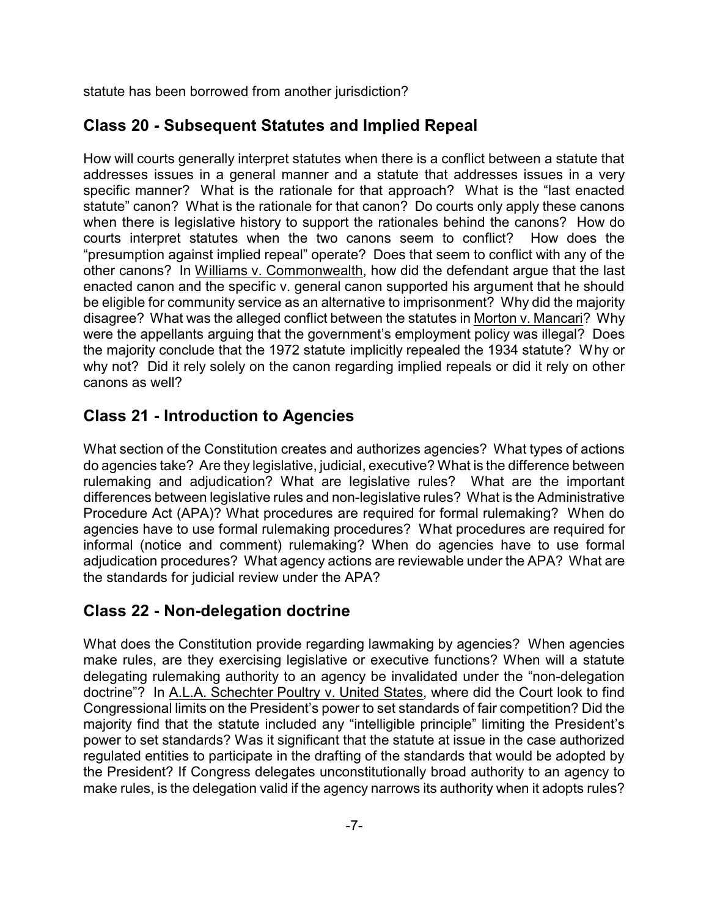statute has been borrowed from another jurisdiction?

## Class 20 - Subsequent Statutes and Implied Repeal

How will courts generally interpret statutes when there is a conflict between a statute that addresses issues in a general manner and a statute that addresses issues in a very specific manner? What is the rationale for that approach? What is the "last enacted statute" canon? What is the rationale for that canon? Do courts only apply these canons when there is legislative history to support the rationales behind the canons? How do courts interpret statutes when the two canons seem to conflict? How does the "presumption against implied repeal" operate? Does that seem to conflict with any of the other canons? In Williams v. Commonwealth, how did the defendant argue that the last enacted canon and the specific v. general canon supported his argument that he should be eligible for community service as an alternative to imprisonment? Why did the majority disagree? What was the alleged conflict between the statutes in Morton v. Mancari? Why were the appellants arguing that the government's employment policy was illegal? Does the majority conclude that the 1972 statute implicitly repealed the 1934 statute? Why or why not? Did it rely solely on the canon regarding implied repeals or did it rely on other canons as well?

## Class 21 - Introduction to Agencies

What section of the Constitution creates and authorizes agencies? What types of actions do agencies take? Are they legislative, judicial, executive? What is the difference between rulemaking and adjudication? What are legislative rules? What are the important differences between legislative rules and non-legislative rules? What is the Administrative Procedure Act (APA)? What procedures are required for formal rulemaking? When do agencies have to use formal rulemaking procedures? What procedures are required for informal (notice and comment) rulemaking? When do agencies have to use formal adjudication procedures? What agency actions are reviewable under the APA? What are the standards for judicial review under the APA?

## Class 22 - Non-delegation doctrine

What does the Constitution provide regarding lawmaking by agencies? When agencies make rules, are they exercising legislative or executive functions? When will a statute delegating rulemaking authority to an agency be invalidated under the "non-delegation doctrine"? In A.L.A. Schechter Poultry v. United States, where did the Court look to find Congressional limits on the President's power to set standards of fair competition? Did the majority find that the statute included any "intelligible principle" limiting the President's power to set standards? Was it significant that the statute at issue in the case authorized regulated entities to participate in the drafting of the standards that would be adopted by the President? If Congress delegates unconstitutionally broad authority to an agency to make rules, is the delegation valid if the agency narrows its authority when it adopts rules?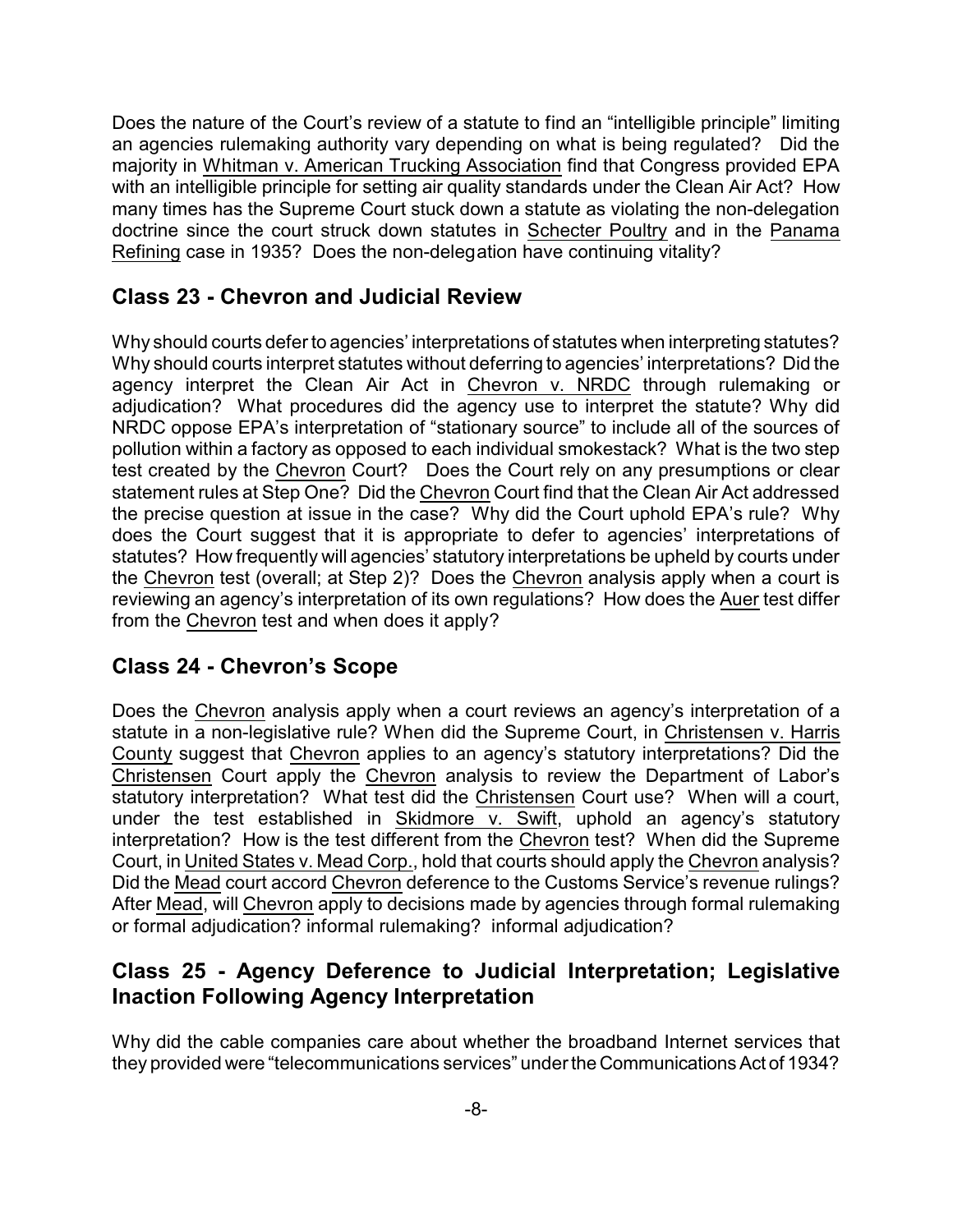Does the nature of the Court's review of a statute to find an "intelligible principle" limiting an agencies rulemaking authority vary depending on what is being regulated? Did the majority in Whitman v. American Trucking Association find that Congress provided EPA with an intelligible principle for setting air quality standards under the Clean Air Act? How many times has the Supreme Court stuck down a statute as violating the non-delegation doctrine since the court struck down statutes in Schecter Poultry and in the Panama Refining case in 1935? Does the non-delegation have continuing vitality?

## Class 23 - Chevron and Judicial Review

Why should courts defer to agencies' interpretations of statutes when interpreting statutes? Why should courts interpret statutes without deferring to agencies' interpretations? Did the agency interpret the Clean Air Act in Chevron v. NRDC through rulemaking or adjudication? What procedures did the agency use to interpret the statute? Why did NRDC oppose EPA's interpretation of "stationary source" to include all of the sources of pollution within a factory as opposed to each individual smokestack? What is the two step test created by the Chevron Court? Does the Court rely on any presumptions or clear statement rules at Step One? Did the Chevron Court find that the Clean Air Act addressed the precise question at issue in the case? Why did the Court uphold EPA's rule? Why does the Court suggest that it is appropriate to defer to agencies' interpretations of statutes? How frequently will agencies' statutory interpretations be upheld by courts under the Chevron test (overall; at Step 2)? Does the Chevron analysis apply when a court is reviewing an agency's interpretation of its own regulations? How does the Auer test differ from the Chevron test and when does it apply?

## Class 24 - Chevron's Scope

Does the Chevron analysis apply when a court reviews an agency's interpretation of a statute in a non-legislative rule? When did the Supreme Court, in Christensen v. Harris County suggest that Chevron applies to an agency's statutory interpretations? Did the Christensen Court apply the Chevron analysis to review the Department of Labor's statutory interpretation? What test did the Christensen Court use? When will a court, under the test established in Skidmore v. Swift, uphold an agency's statutory interpretation? How is the test different from the Chevron test? When did the Supreme Court, in United States v. Mead Corp., hold that courts should apply the Chevron analysis? Did the Mead court accord Chevron deference to the Customs Service's revenue rulings? After Mead, will Chevron apply to decisions made by agencies through formal rulemaking or formal adjudication? informal rulemaking? informal adjudication?

## Class 25 - Agency Deference to Judicial Interpretation; Legislative Inaction Following Agency Interpretation

Why did the cable companies care about whether the broadband Internet services that they provided were "telecommunications services" under the Communications Act of 1934?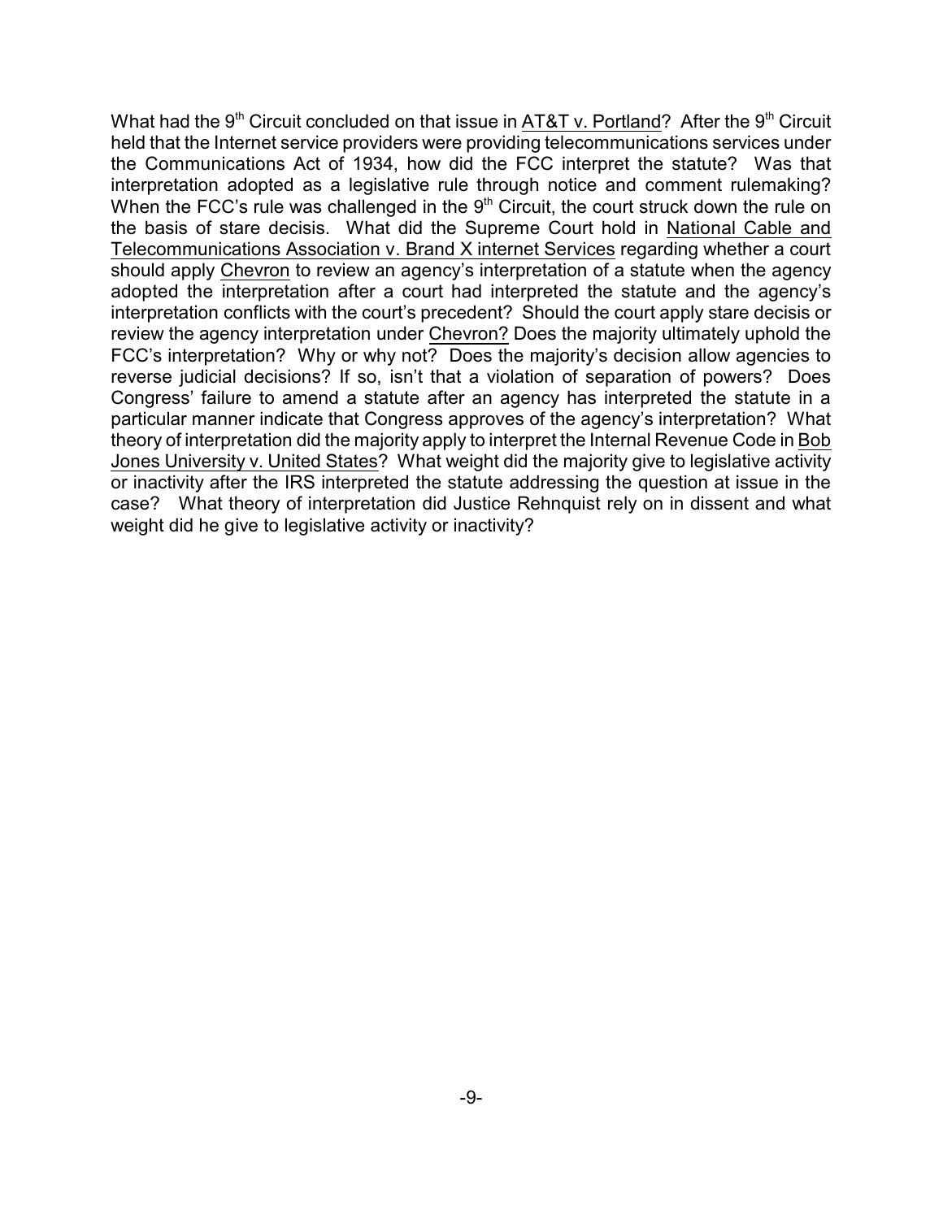What had the 9th Circuit concluded on that issue in AT&T v. Portland? After the 9th Circuit held that the Internet service providers were providing telecommunications services under the Communications Act of 1934, how did the FCC interpret the statute? Was that interpretation adopted as a legislative rule through notice and comment rulemaking? When the FCC's rule was challenged in the 9th Circuit, the court struck down the rule on the basis of stare decisis. What did the Supreme Court hold in National Cable and Telecommunications Association v. Brand X internet Services regarding whether a court should apply Chevron to review an agency's interpretation of a statute when the agency adopted the interpretation after a court had interpreted the statute and the agency's interpretation conflicts with the court's precedent? Should the court apply stare decisis or review the agency interpretation under Chevron? Does the majority ultimately uphold the FCC's interpretation? Why or why not? Does the majority's decision allow agencies to reverse judicial decisions? If so, isn't that a violation of separation of powers? Does Congress' failure to amend a statute after an agency has interpreted the statute in a particular manner indicate that Congress approves of the agency's interpretation? What theory of interpretation did the majority apply to interpret the Internal Revenue Code in Bob Jones University v. United States? What weight did the majority give to legislative activity or inactivity after the IRS interpreted the statute addressing the question at issue in the case? What theory of interpretation did Justice Rehnquist rely on in dissent and what weight did he give to legislative activity or inactivity?